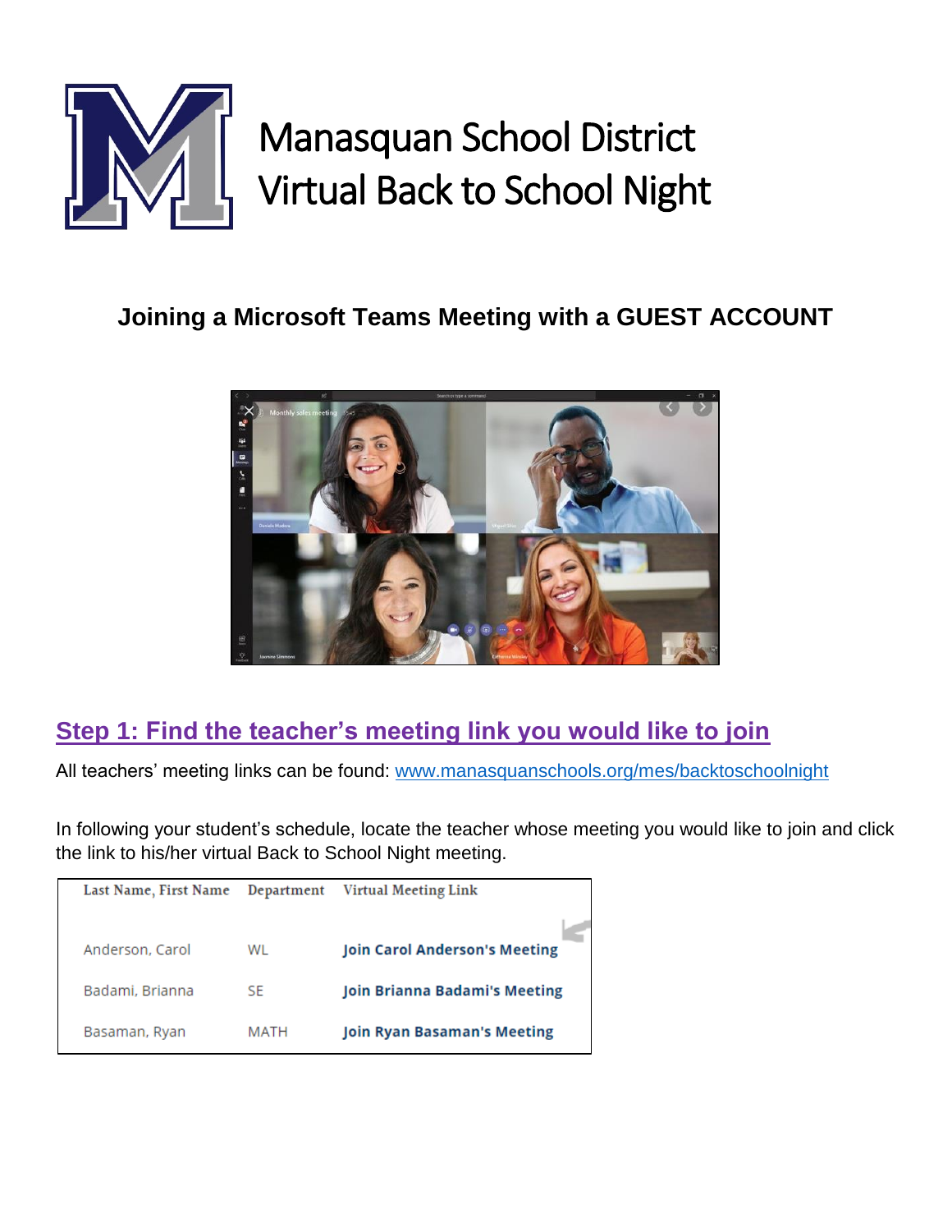# Manasquan School District
# Virtual Back to School Night

## Joining a Microsoft Teams Meeting with a GUEST ACCOUNT

## Step 1: Find the teacher's meeting link you would like to join

All teachers' meeting links can be found: www.manasquanschools.org/mes/backtoschoolnight

In following your student's schedule, locate the teacher whose meeting you would like to join and click the link to his/her virtual Back to School Night meeting.

| Last Name, First Name | Department | Virtual Meeting Link |
|---|---|---|
| Anderson, Carol | WL | Join Carol Anderson's Meeting |
| Badami, Brianna | SE | Join Brianna Badami's Meeting |
| Basaman, Ryan | MATH | Join Ryan Basaman's Meeting |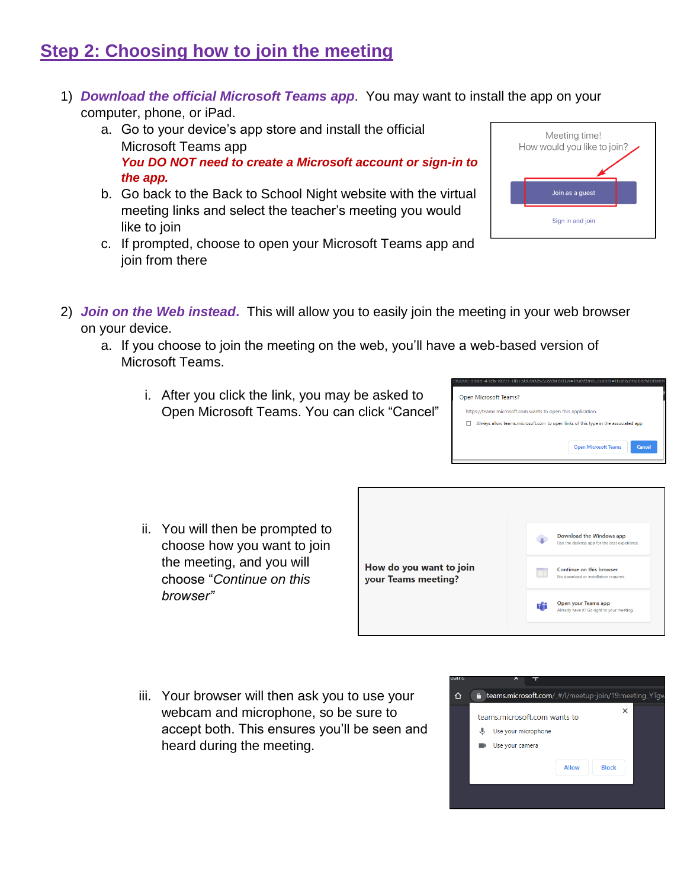## Step 2: Choosing how to join the meeting

1) ***Download the official Microsoft Teams app***. You may want to install the app on your computer, phone, or iPad.
   a. Go to your device's app store and install the official Microsoft Teams app
   ***You DO NOT need to create a Microsoft account or sign-in to the app.***
   b. Go back to the Back to School Night website with the virtual meeting links and select the teacher's meeting you would like to join
   c. If prompted, choose to open your Microsoft Teams app and join from there

2) ***Join on the Web instead***. This will allow you to easily join the meeting in your web browser on your device.
   a. If you choose to join the meeting on the web, you'll have a web-based version of Microsoft Teams.
      i. After you click the link, you may be asked to Open Microsoft Teams. You can click "Cancel"
      ii. You will then be prompted to choose how you want to join the meeting, and you will choose "*Continue on this browser*"
      iii. Your browser will then ask you to use your webcam and microphone, so be sure to accept both. This ensures you'll be seen and heard during the meeting.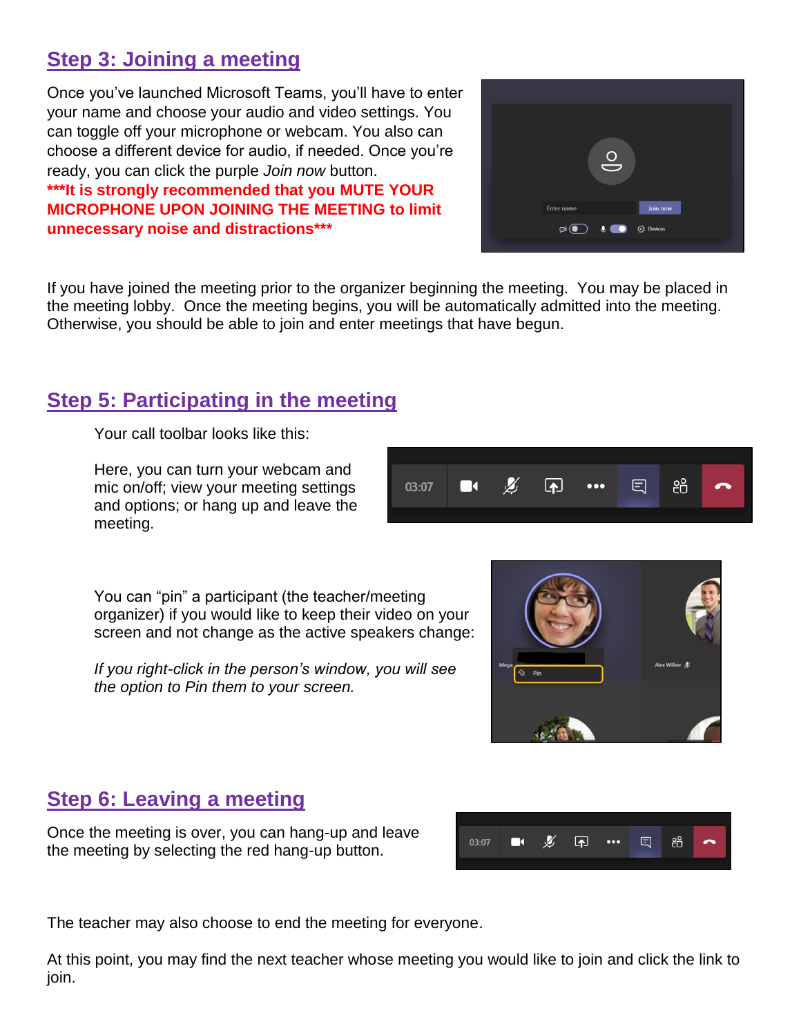## Step 3: Joining a meeting

Once you've launched Microsoft Teams, you'll have to enter your name and choose your audio and video settings. You can toggle off your microphone or webcam. You also can choose a different device for audio, if needed. Once you're ready, you can click the purple *Join now* button.

**\*\*\*It is strongly recommended that you MUTE YOUR MICROPHONE UPON JOINING THE MEETING to limit unnecessary noise and distractions\*\*\***

If you have joined the meeting prior to the organizer beginning the meeting. You may be placed in the meeting lobby. Once the meeting begins, you will be automatically admitted into the meeting. Otherwise, you should be able to join and enter meetings that have begun.

## Step 5: Participating in the meeting

Your call toolbar looks like this:

Here, you can turn your webcam and mic on/off; view your meeting settings and options; or hang up and leave the meeting.

You can "pin" a participant (the teacher/meeting organizer) if you would like to keep their video on your screen and not change as the active speakers change:

*If you right-click in the person's window, you will see the option to Pin them to your screen.*

## Step 6: Leaving a meeting

Once the meeting is over, you can hang-up and leave the meeting by selecting the red hang-up button.

The teacher may also choose to end the meeting for everyone.

At this point, you may find the next teacher whose meeting you would like to join and click the link to join.